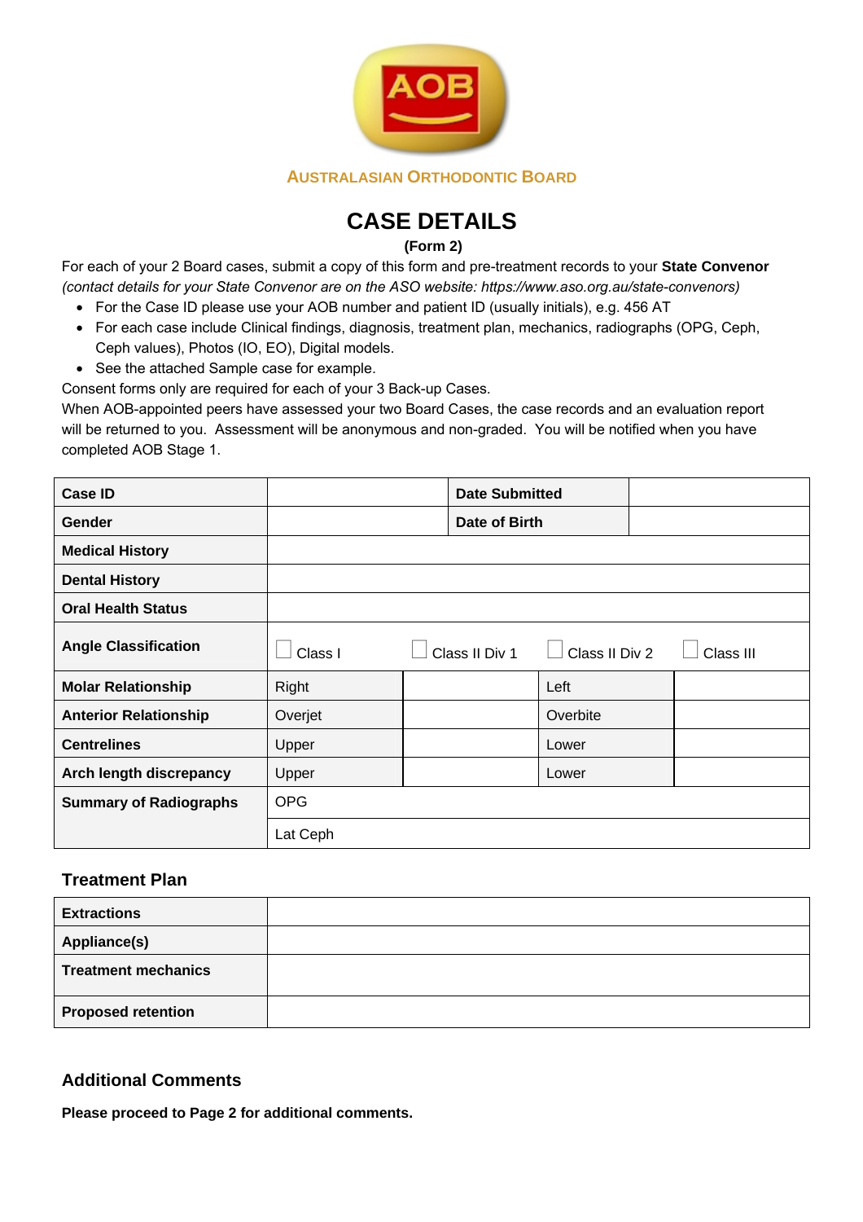AUSTRALASIAN ORTHODONTIC BOARD

# CASE DETAILS

**(Form 2)**

For each of your 2 Board cases, submit a copy of this form and pre-treatment records to your **State Convenor** *(contact details for your State Convenor are on the ASO website: https://www.aso.org.au/state-convenors)*

- For the Case ID please use your AOB number and patient ID (usually initials), e.g. 456 AT
- For each case include Clinical findings, diagnosis, treatment plan, mechanics, radiographs (OPG, Ceph, Ceph values), Photos (IO, EO), Digital models.
- See the attached Sample case for example.

Consent forms only are required for each of your 3 Back-up Cases.

When AOB-appointed peers have assessed your two Board Cases, the case records and an evaluation report will be returned to you. Assessment will be anonymous and non-graded. You will be notified when you have completed AOB Stage 1.

| **Case ID** | | | **Date Submitted** | |
|---|---|---|---|---|
| **Gender** | | | **Date of Birth** | |
| **Medical History** | | | | |
| **Dental History** | | | | |
| **Oral Health Status** | | | | |
| **Angle Classification** | ☐ Class I | ☐ Class II Div 1 | ☐ Class II Div 2 | ☐ Class III |
| **Molar Relationship** | Right | | Left | |
| **Anterior Relationship** | Overjet | | Overbite | |
| **Centrelines** | Upper | | Lower | |
| **Arch length discrepancy** | Upper | | Lower | |
| **Summary of Radiographs** | OPG | | | |
| | Lat Ceph | | | |

## Treatment Plan

| **Extractions** | |
|---|---|
| **Appliance(s)** | |
| **Treatment mechanics** | |
| **Proposed retention** | |

## Additional Comments

**Please proceed to Page 2 for additional comments.**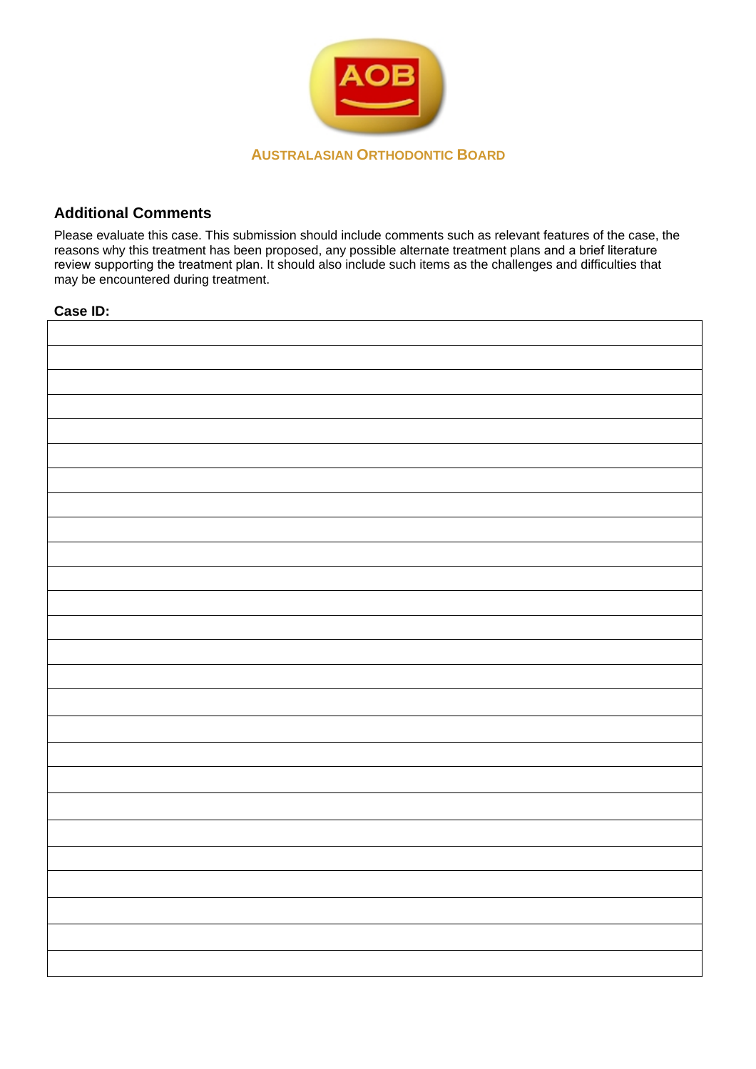AUSTRALASIAN ORTHODONTIC BOARD

## Additional Comments

Please evaluate this case. This submission should include comments such as relevant features of the case, the reasons why this treatment has been proposed, any possible alternate treatment plans and a brief literature review supporting the treatment plan. It should also include such items as the challenges and difficulties that may be encountered during treatment.

**Case ID:**